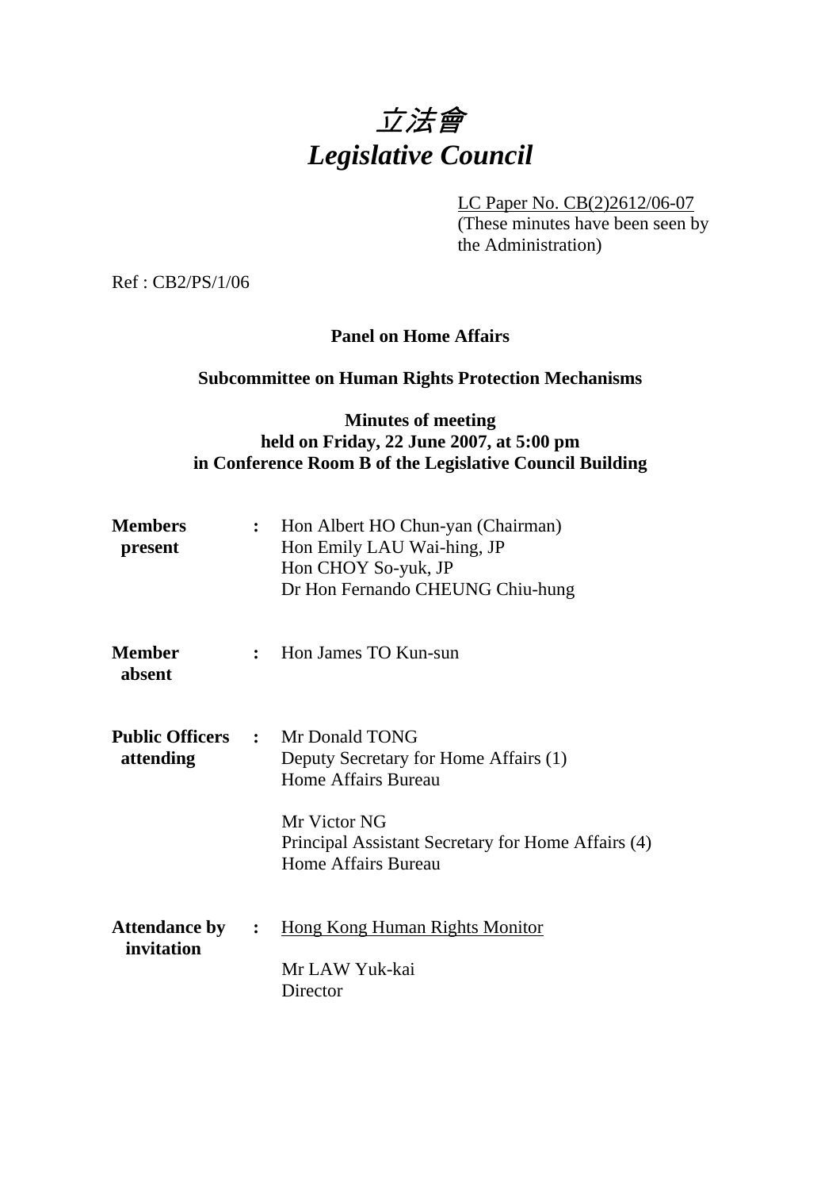# *立法會*
# *Legislative Council*

LC Paper No. CB(2)2612/06-07
(These minutes have been seen by the Administration)

Ref : CB2/PS/1/06

**Panel on Home Affairs**

**Subcommittee on Human Rights Protection Mechanisms**

**Minutes of meeting**
**held on Friday, 22 June 2007, at 5:00 pm**
**in Conference Room B of the Legislative Council Building**

**Members present** : Hon Albert HO Chun-yan (Chairman)
Hon Emily LAU Wai-hing, JP
Hon CHOY So-yuk, JP
Dr Hon Fernando CHEUNG Chiu-hung

**Member absent** : Hon James TO Kun-sun

**Public Officers attending** : Mr Donald TONG
Deputy Secretary for Home Affairs (1)
Home Affairs Bureau

Mr Victor NG
Principal Assistant Secretary for Home Affairs (4)
Home Affairs Bureau

**Attendance by invitation** : Hong Kong Human Rights Monitor

Mr LAW Yuk-kai
Director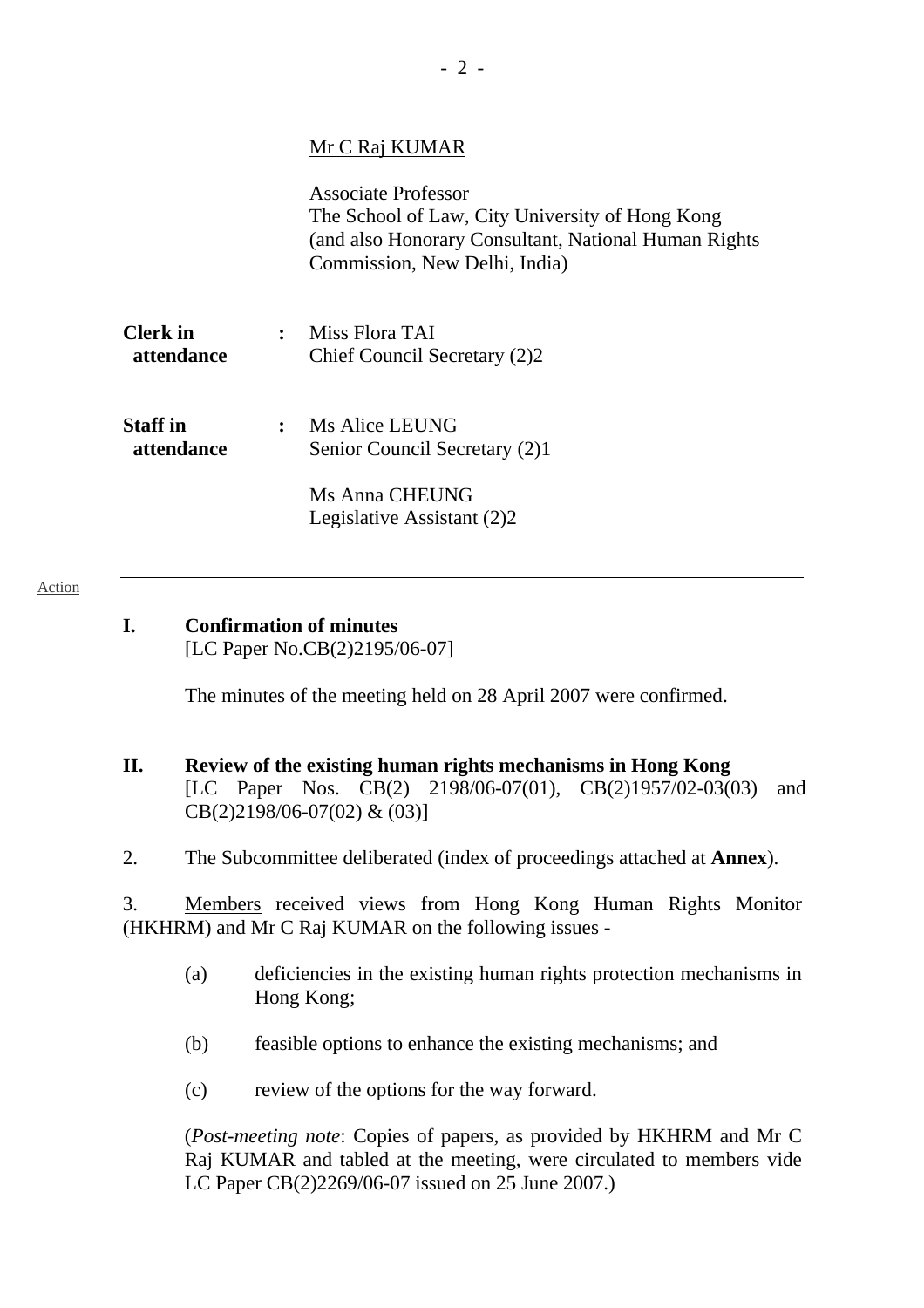Mr C Raj KUMAR

Associate Professor
The School of Law, City University of Hong Kong
(and also Honorary Consultant, National Human Rights Commission, New Delhi, India)

**Clerk in attendance** : Miss Flora TAI
Chief Council Secretary (2)2

**Staff in attendance** : Ms Alice LEUNG
Senior Council Secretary (2)1

Ms Anna CHEUNG
Legislative Assistant (2)2

---

Action

**I. Confirmation of minutes**
[LC Paper No.CB(2)2195/06-07]

The minutes of the meeting held on 28 April 2007 were confirmed.

**II. Review of the existing human rights mechanisms in Hong Kong**
[LC Paper Nos. CB(2) 2198/06-07(01), CB(2)1957/02-03(03) and CB(2)2198/06-07(02) & (03)]

2. The Subcommittee deliberated (index of proceedings attached at **Annex**).

3. Members received views from Hong Kong Human Rights Monitor (HKHRM) and Mr C Raj KUMAR on the following issues -

(a) deficiencies in the existing human rights protection mechanisms in Hong Kong;

(b) feasible options to enhance the existing mechanisms; and

(c) review of the options for the way forward.

(*Post-meeting note*: Copies of papers, as provided by HKHRM and Mr C Raj KUMAR and tabled at the meeting, were circulated to members vide LC Paper CB(2)2269/06-07 issued on 25 June 2007.)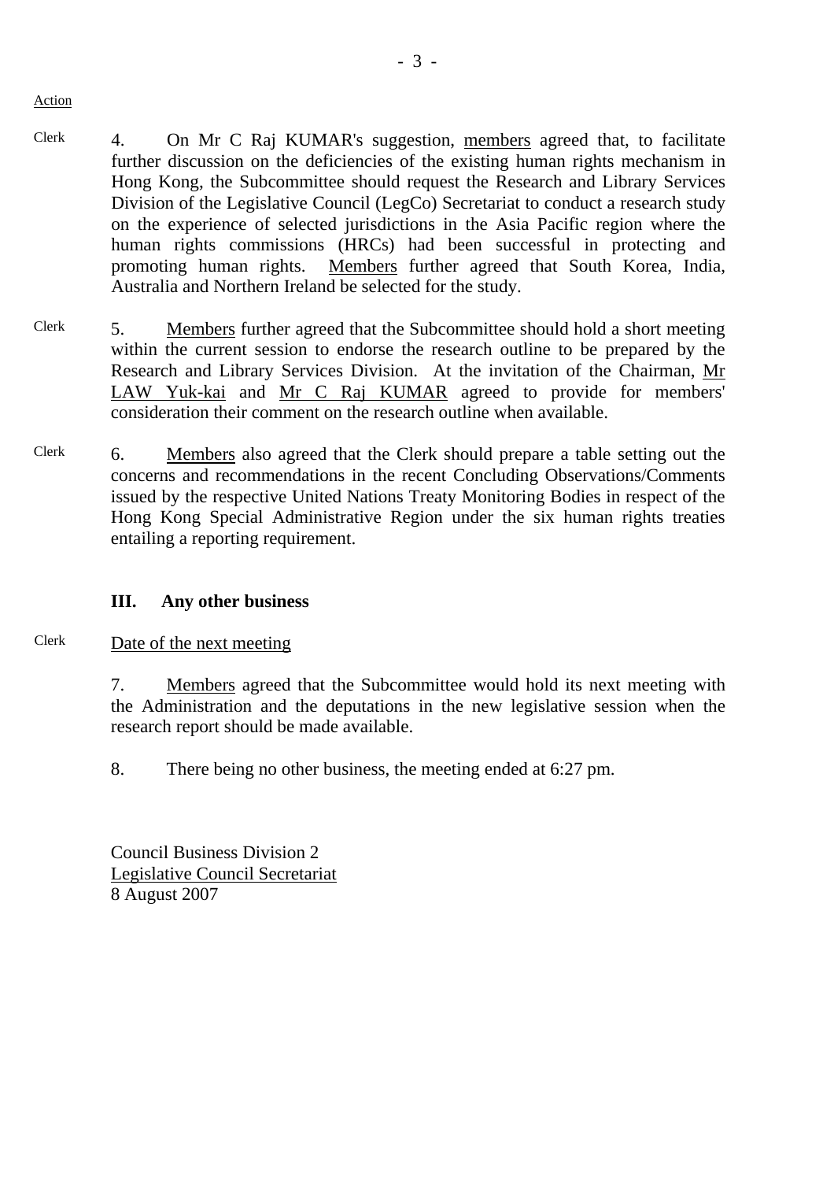Action

Clerk

4. On Mr C Raj KUMAR's suggestion, members agreed that, to facilitate further discussion on the deficiencies of the existing human rights mechanism in Hong Kong, the Subcommittee should request the Research and Library Services Division of the Legislative Council (LegCo) Secretariat to conduct a research study on the experience of selected jurisdictions in the Asia Pacific region where the human rights commissions (HRCs) had been successful in protecting and promoting human rights. Members further agreed that South Korea, India, Australia and Northern Ireland be selected for the study.

Clerk

5. Members further agreed that the Subcommittee should hold a short meeting within the current session to endorse the research outline to be prepared by the Research and Library Services Division. At the invitation of the Chairman, Mr LAW Yuk-kai and Mr C Raj KUMAR agreed to provide for members' consideration their comment on the research outline when available.

Clerk

6. Members also agreed that the Clerk should prepare a table setting out the concerns and recommendations in the recent Concluding Observations/Comments issued by the respective United Nations Treaty Monitoring Bodies in respect of the Hong Kong Special Administrative Region under the six human rights treaties entailing a reporting requirement.

### III. Any other business

Clerk

Date of the next meeting

7. Members agreed that the Subcommittee would hold its next meeting with the Administration and the deputations in the new legislative session when the research report should be made available.

8. There being no other business, the meeting ended at 6:27 pm.

Council Business Division 2
Legislative Council Secretariat
8 August 2007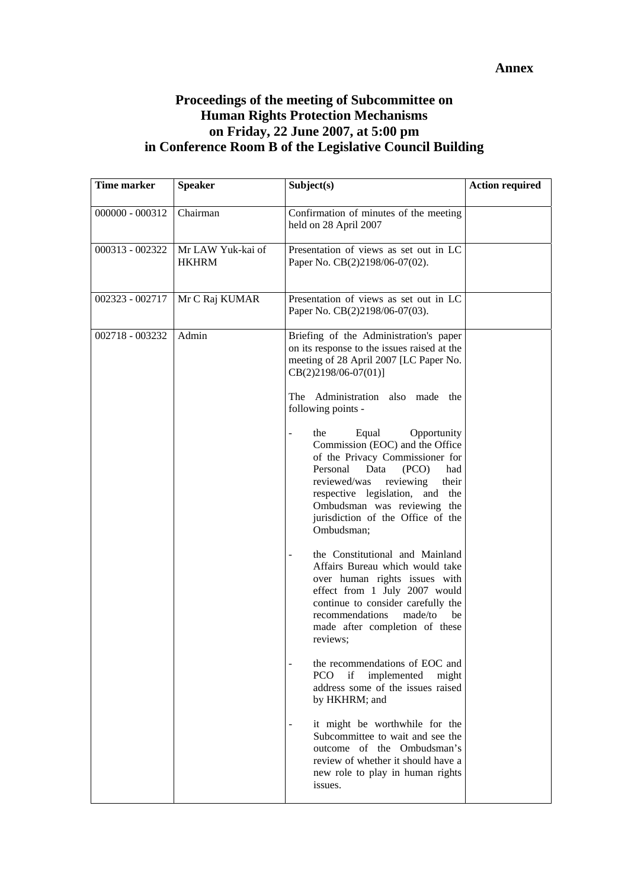**Annex**

# Proceedings of the meeting of Subcommittee on Human Rights Protection Mechanisms on Friday, 22 June 2007, at 5:00 pm in Conference Room B of the Legislative Council Building

| Time marker | Speaker | Subject(s) | Action required |
|---|---|---|---|
| 000000 - 000312 | Chairman | Confirmation of minutes of the meeting held on 28 April 2007 | |
| 000313 - 002322 | Mr LAW Yuk-kai of HKHRM | Presentation of views as set out in LC Paper No. CB(2)2198/06-07(02). | |
| 002323 - 002717 | Mr C Raj KUMAR | Presentation of views as set out in LC Paper No. CB(2)2198/06-07(03). | |
| 002718 - 003232 | Admin | Briefing of the Administration's paper on its response to the issues raised at the meeting of 28 April 2007 [LC Paper No. CB(2)2198/06-07(01)]<br><br>The Administration also made the following points -<br><br>- the Equal Opportunity Commission (EOC) and the Office of the Privacy Commissioner for Personal Data (PCO) had reviewed/was reviewing their respective legislation, and the Ombudsman was reviewing the jurisdiction of the Office of the Ombudsman;<br><br>- the Constitutional and Mainland Affairs Bureau which would take over human rights issues with effect from 1 July 2007 would continue to consider carefully the recommendations made/to be made after completion of these reviews;<br><br>- the recommendations of EOC and PCO if implemented might address some of the issues raised by HKHRM; and<br><br>- it might be worthwhile for the Subcommittee to wait and see the outcome of the Ombudsman's review of whether it should have a new role to play in human rights issues. | |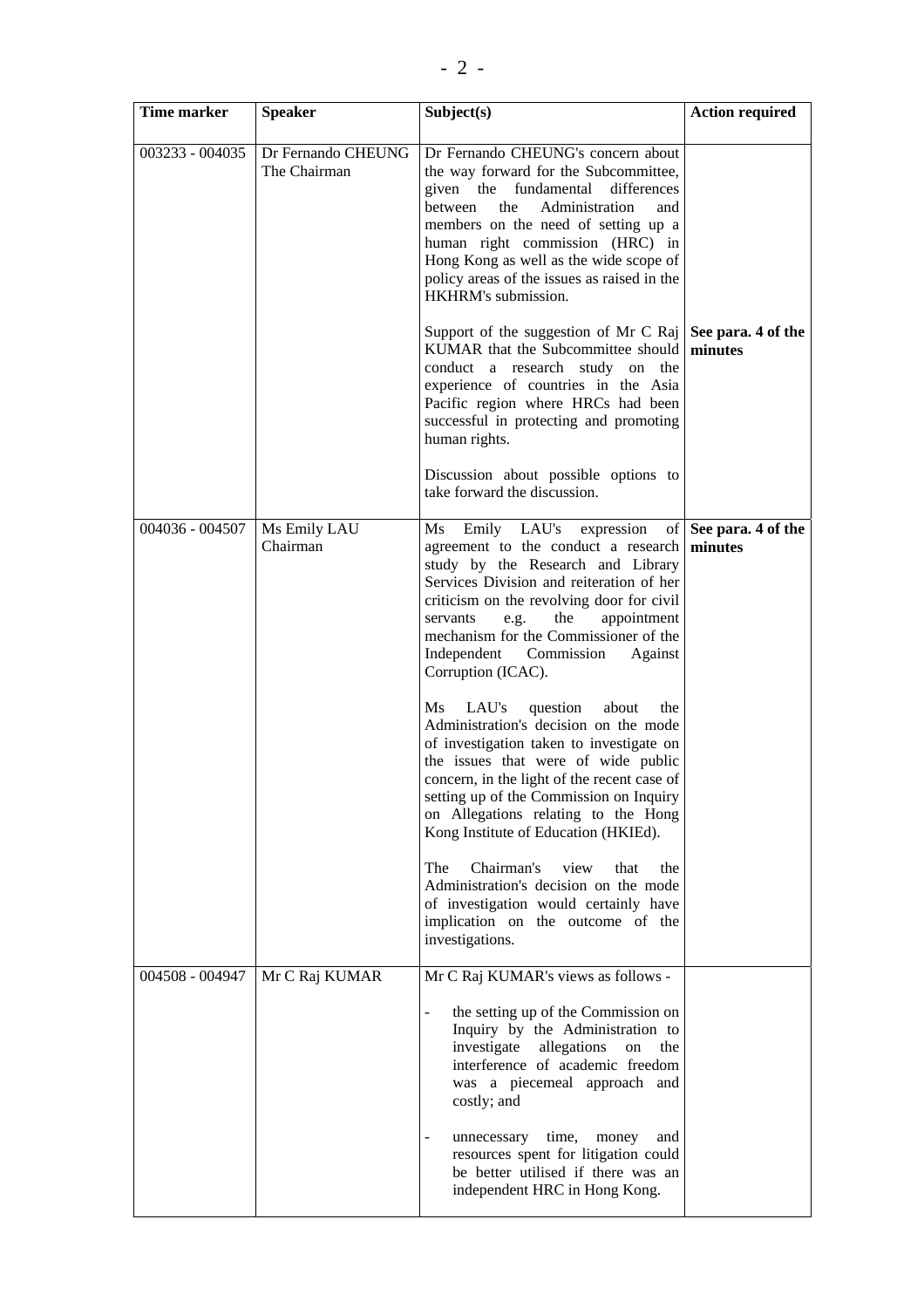| Time marker | Speaker | Subject(s) | Action required |
|---|---|---|---|
| 003233 - 004035 | Dr Fernando CHEUNG<br>The Chairman | Dr Fernando CHEUNG's concern about the way forward for the Subcommittee, given the fundamental differences between the Administration and members on the need of setting up a human right commission (HRC) in Hong Kong as well as the wide scope of policy areas of the issues as raised in the HKHRM's submission.<br><br>Support of the suggestion of Mr C Raj KUMAR that the Subcommittee should conduct a research study on the experience of countries in the Asia Pacific region where HRCs had been successful in protecting and promoting human rights.<br><br>Discussion about possible options to take forward the discussion. | **See para. 4 of the minutes** |
| 004036 - 004507 | Ms Emily LAU<br>Chairman | Ms Emily LAU's expression of agreement to the conduct a research study by the Research and Library Services Division and reiteration of her criticism on the revolving door for civil servants e.g. the appointment mechanism for the Commissioner of the Independent Commission Against Corruption (ICAC).<br><br>Ms LAU's question about the Administration's decision on the mode of investigation taken to investigate on the issues that were of wide public concern, in the light of the recent case of setting up of the Commission on Inquiry on Allegations relating to the Hong Kong Institute of Education (HKIEd).<br><br>The Chairman's view that the Administration's decision on the mode of investigation would certainly have implication on the outcome of the investigations. | **See para. 4 of the minutes** |
| 004508 - 004947 | Mr C Raj KUMAR | Mr C Raj KUMAR's views as follows -<br><br>- the setting up of the Commission on Inquiry by the Administration to investigate allegations on the interference of academic freedom was a piecemeal approach and costly; and<br><br>- unnecessary time, money and resources spent for litigation could be better utilised if there was an independent HRC in Hong Kong. | |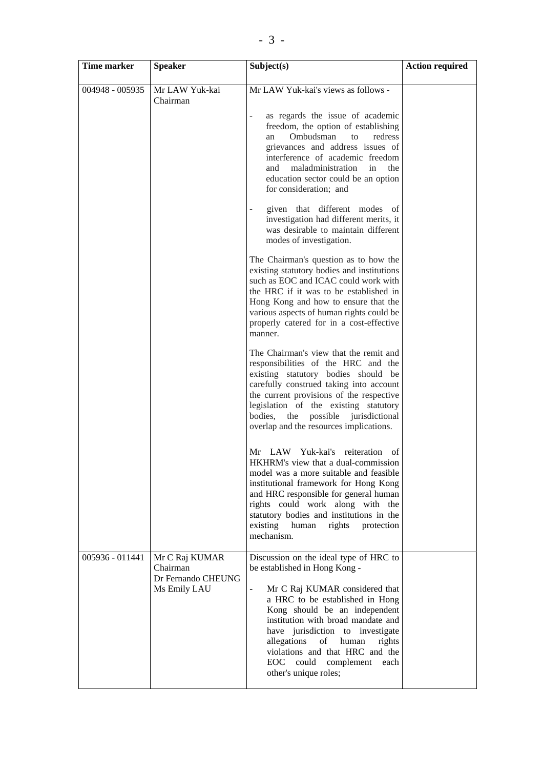| Time marker | Speaker | Subject(s) | Action required |
|---|---|---|---|
| 004948 - 005935 | Mr LAW Yuk-kai<br>Chairman | Mr LAW Yuk-kai's views as follows -<br><br>- as regards the issue of academic freedom, the option of establishing an Ombudsman to redress grievances and address issues of interference of academic freedom and maladministration in the education sector could be an option for consideration; and<br><br>- given that different modes of investigation had different merits, it was desirable to maintain different modes of investigation.<br><br>The Chairman's question as to how the existing statutory bodies and institutions such as EOC and ICAC could work with the HRC if it was to be established in Hong Kong and how to ensure that the various aspects of human rights could be properly catered for in a cost-effective manner.<br><br>The Chairman's view that the remit and responsibilities of the HRC and the existing statutory bodies should be carefully construed taking into account the current provisions of the respective legislation of the existing statutory bodies, the possible jurisdictional overlap and the resources implications.<br><br>Mr LAW Yuk-kai's reiteration of HKHRM's view that a dual-commission model was a more suitable and feasible institutional framework for Hong Kong and HRC responsible for general human rights could work along with the statutory bodies and institutions in the existing human rights protection mechanism. | |
| 005936 - 011441 | Mr C Raj KUMAR<br>Chairman<br>Dr Fernando CHEUNG<br>Ms Emily LAU | Discussion on the ideal type of HRC to be established in Hong Kong -<br><br>- Mr C Raj KUMAR considered that a HRC to be established in Hong Kong should be an independent institution with broad mandate and have jurisdiction to investigate allegations of human rights violations and that HRC and the EOC could complement each other's unique roles; | |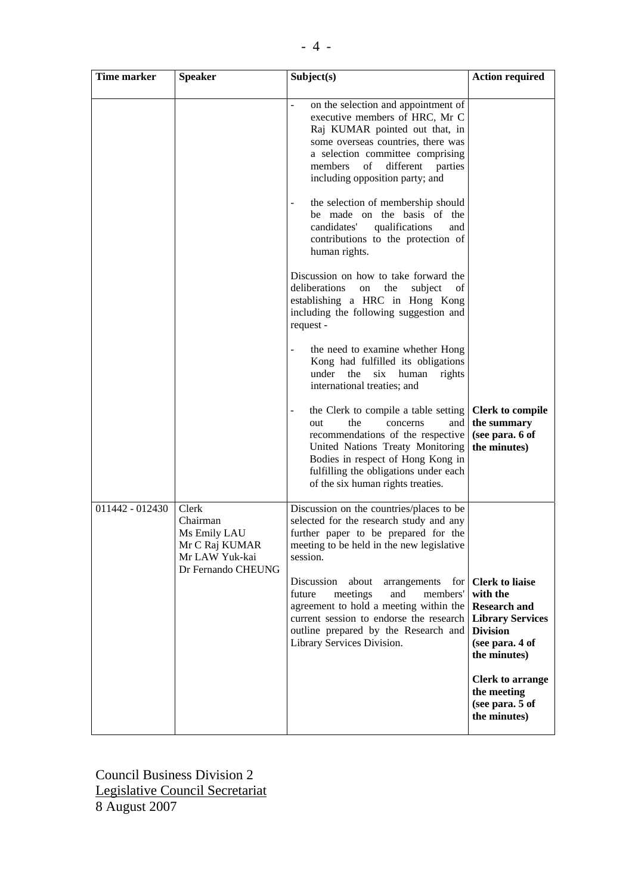| Time marker | Speaker | Subject(s) | Action required |
|---|---|---|---|
| | | - on the selection and appointment of executive members of HRC, Mr C Raj KUMAR pointed out that, in some overseas countries, there was a selection committee comprising members of different parties including opposition party; and<br><br>- the selection of membership should be made on the basis of the candidates' qualifications and contributions to the protection of human rights.<br><br>Discussion on how to take forward the deliberations on the subject of establishing a HRC in Hong Kong including the following suggestion and request -<br><br>- the need to examine whether Hong Kong had fulfilled its obligations under the six human rights international treaties; and<br><br>- the Clerk to compile a table setting out the concerns and recommendations of the respective United Nations Treaty Monitoring Bodies in respect of Hong Kong in fulfilling the obligations under each of the six human rights treaties. | **Clerk to compile the summary (see para. 6 of the minutes)** |
| 011442 - 012430 | Clerk<br>Chairman<br>Ms Emily LAU<br>Mr C Raj KUMAR<br>Mr LAW Yuk-kai<br>Dr Fernando CHEUNG | Discussion on the countries/places to be selected for the research study and any further paper to be prepared for the meeting to be held in the new legislative session.<br><br>Discussion about arrangements for future meetings and members' agreement to hold a meeting within the current session to endorse the research outline prepared by the Research and Library Services Division. | **Clerk to liaise with the Research and Library Services Division (see para. 4 of the minutes)**<br><br>**Clerk to arrange the meeting (see para. 5 of the minutes)** |

Council Business Division 2
Legislative Council Secretariat
8 August 2007